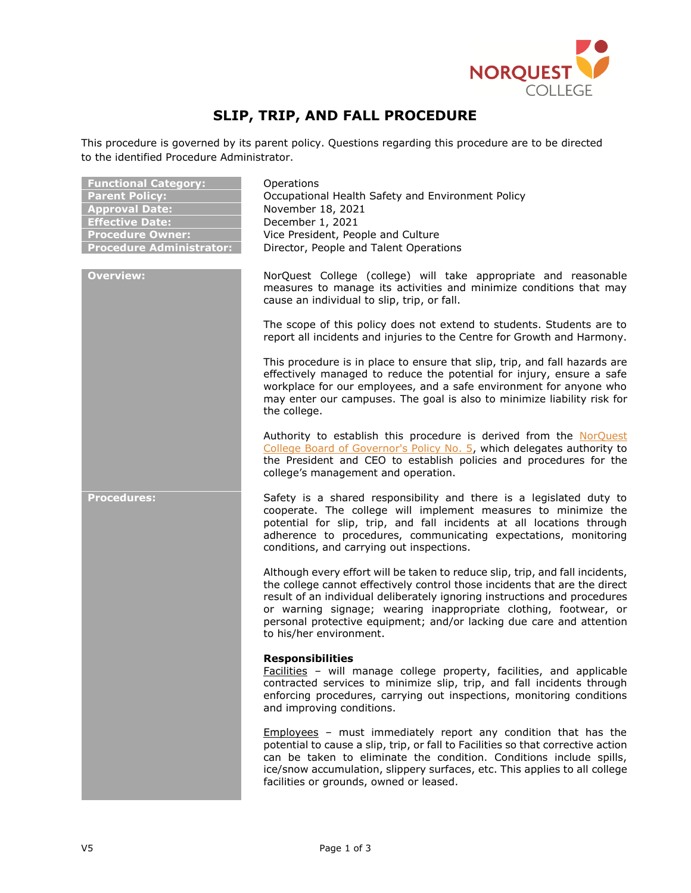# SLIP, TRIP, AND FALL PROCEDURE

This procedure is governed by its parent policy. Questions regarding this procedure are to be directed to the identified Procedure Administrator.

| | |
|---|---|
| **Functional Category:** | Operations |
| **Parent Policy:** | Occupational Health Safety and Environment Policy |
| **Approval Date:** | November 18, 2021 |
| **Effective Date:** | December 1, 2021 |
| **Procedure Owner:** | Vice President, People and Culture |
| **Procedure Administrator:** | Director, People and Talent Operations |

## Overview:

NorQuest College (college) will take appropriate and reasonable measures to manage its activities and minimize conditions that may cause an individual to slip, trip, or fall.

The scope of this policy does not extend to students. Students are to report all incidents and injuries to the Centre for Growth and Harmony.

This procedure is in place to ensure that slip, trip, and fall hazards are effectively managed to reduce the potential for injury, ensure a safe workplace for our employees, and a safe environment for anyone who may enter our campuses. The goal is also to minimize liability risk for the college.

Authority to establish this procedure is derived from the NorQuest College Board of Governor's Policy No. 5, which delegates authority to the President and CEO to establish policies and procedures for the college's management and operation.

## Procedures:

Safety is a shared responsibility and there is a legislated duty to cooperate. The college will implement measures to minimize the potential for slip, trip, and fall incidents at all locations through adherence to procedures, communicating expectations, monitoring conditions, and carrying out inspections.

Although every effort will be taken to reduce slip, trip, and fall incidents, the college cannot effectively control those incidents that are the direct result of an individual deliberately ignoring instructions and procedures or warning signage; wearing inappropriate clothing, footwear, or personal protective equipment; and/or lacking due care and attention to his/her environment.

**Responsibilities**

Facilities – will manage college property, facilities, and applicable contracted services to minimize slip, trip, and fall incidents through enforcing procedures, carrying out inspections, monitoring conditions and improving conditions.

Employees – must immediately report any condition that has the potential to cause a slip, trip, or fall to Facilities so that corrective action can be taken to eliminate the condition. Conditions include spills, ice/snow accumulation, slippery surfaces, etc. This applies to all college facilities or grounds, owned or leased.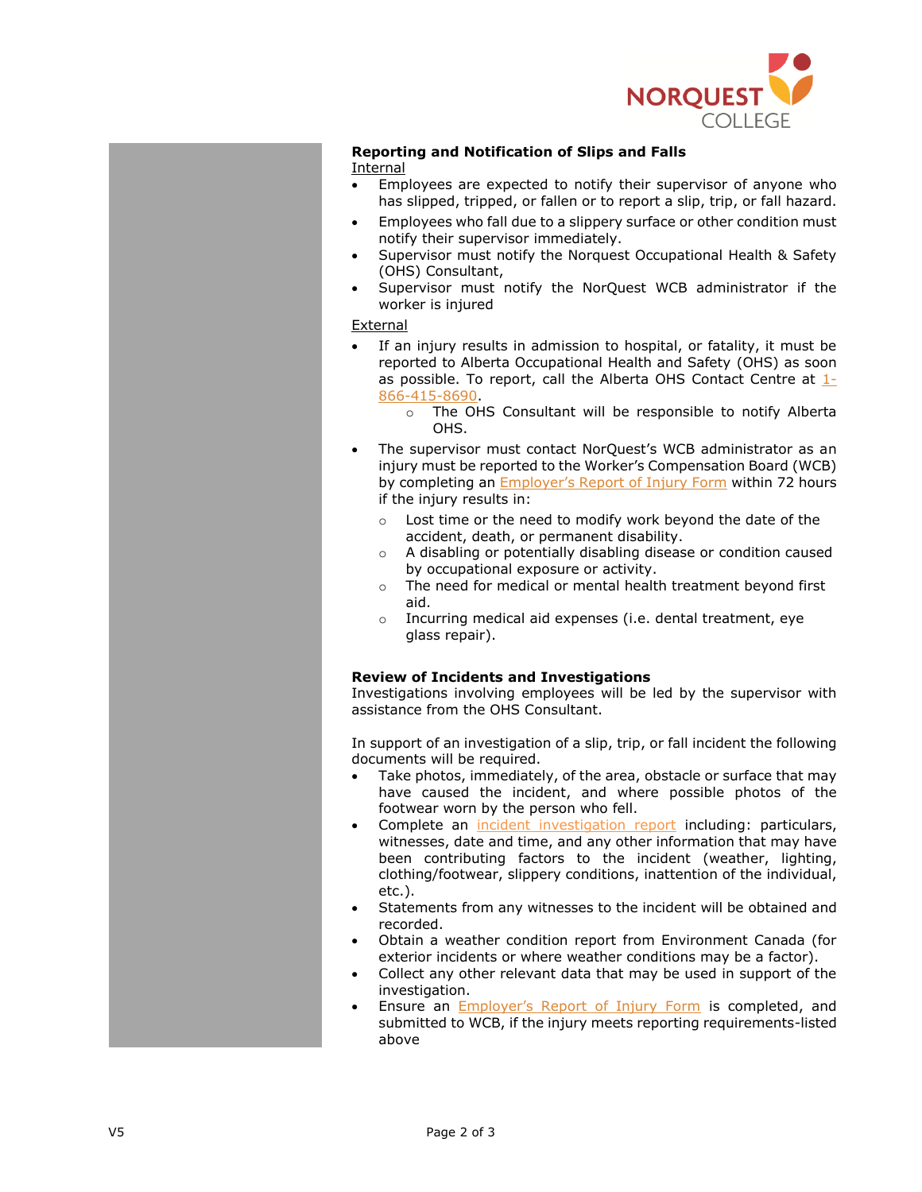## Reporting and Notification of Slips and Falls

Internal

- Employees are expected to notify their supervisor of anyone who has slipped, tripped, or fallen or to report a slip, trip, or fall hazard.
- Employees who fall due to a slippery surface or other condition must notify their supervisor immediately.
- Supervisor must notify the Norquest Occupational Health & Safety (OHS) Consultant,
- Supervisor must notify the NorQuest WCB administrator if the worker is injured

External

- If an injury results in admission to hospital, or fatality, it must be reported to Alberta Occupational Health and Safety (OHS) as soon as possible. To report, call the Alberta OHS Contact Centre at 1-866-415-8690.
  - The OHS Consultant will be responsible to notify Alberta OHS.
- The supervisor must contact NorQuest's WCB administrator as an injury must be reported to the Worker's Compensation Board (WCB) by completing an Employer's Report of Injury Form within 72 hours if the injury results in:
  - Lost time or the need to modify work beyond the date of the accident, death, or permanent disability.
  - A disabling or potentially disabling disease or condition caused by occupational exposure or activity.
  - The need for medical or mental health treatment beyond first aid.
  - Incurring medical aid expenses (i.e. dental treatment, eye glass repair).

## Review of Incidents and Investigations

Investigations involving employees will be led by the supervisor with assistance from the OHS Consultant.

In support of an investigation of a slip, trip, or fall incident the following documents will be required.

- Take photos, immediately, of the area, obstacle or surface that may have caused the incident, and where possible photos of the footwear worn by the person who fell.
- Complete an incident investigation report including: particulars, witnesses, date and time, and any other information that may have been contributing factors to the incident (weather, lighting, clothing/footwear, slippery conditions, inattention of the individual, etc.).
- Statements from any witnesses to the incident will be obtained and recorded.
- Obtain a weather condition report from Environment Canada (for exterior incidents or where weather conditions may be a factor).
- Collect any other relevant data that may be used in support of the investigation.
- Ensure an Employer's Report of Injury Form is completed, and submitted to WCB, if the injury meets reporting requirements-listed above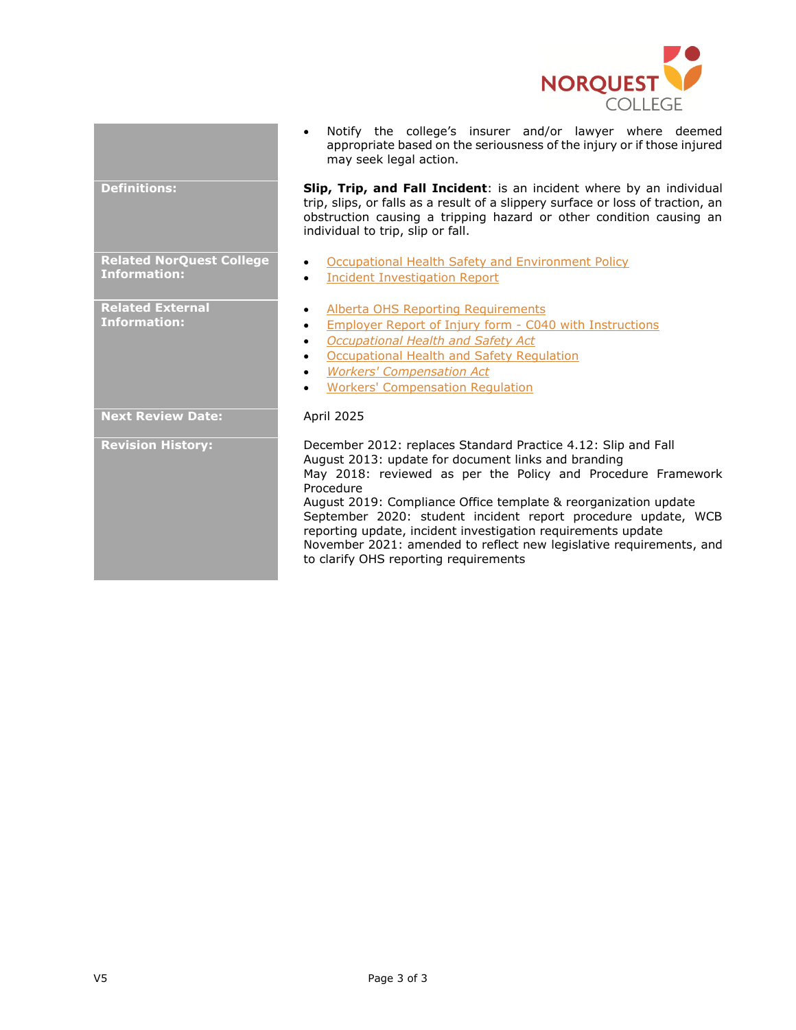| | |
|---|---|
| | • Notify the college's insurer and/or lawyer where deemed appropriate based on the seriousness of the injury or if those injured may seek legal action. |
| **Definitions:** | **Slip, Trip, and Fall Incident**: is an incident where by an individual trip, slips, or falls as a result of a slippery surface or loss of traction, an obstruction causing a tripping hazard or other condition causing an individual to trip, slip or fall. |
| **Related NorQuest College Information:** | • Occupational Health Safety and Environment Policy<br>• Incident Investigation Report |
| **Related External Information:** | • Alberta OHS Reporting Requirements<br>• Employer Report of Injury form - C040 with Instructions<br>• *Occupational Health and Safety Act*<br>• Occupational Health and Safety Regulation<br>• *Workers' Compensation Act*<br>• Workers' Compensation Regulation |
| **Next Review Date:** | April 2025 |
| **Revision History:** | December 2012: replaces Standard Practice 4.12: Slip and Fall<br>August 2013: update for document links and branding<br>May 2018: reviewed as per the Policy and Procedure Framework Procedure<br>August 2019: Compliance Office template & reorganization update<br>September 2020: student incident report procedure update, WCB reporting update, incident investigation requirements update<br>November 2021: amended to reflect new legislative requirements, and to clarify OHS reporting requirements |

V5